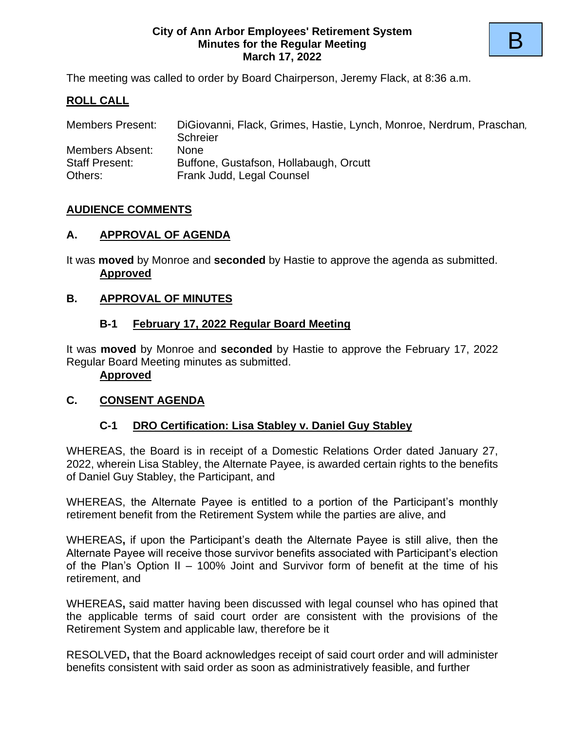B

**City of Ann Arbor Employees' Retirement System**
**Minutes for the Regular Meeting**
**March 17, 2022**

The meeting was called to order by Board Chairperson, Jeremy Flack, at 8:36 a.m.

## ROLL CALL

| | |
|---|---|
| Members Present: | DiGiovanni, Flack, Grimes, Hastie, Lynch, Monroe, Nerdrum, Praschan, Schreier |
| Members Absent: | None |
| Staff Present: | Buffone, Gustafson, Hollabaugh, Orcutt |
| Others: | Frank Judd, Legal Counsel |

## AUDIENCE COMMENTS

## A. APPROVAL OF AGENDA

It was **moved** by Monroe and **seconded** by Hastie to approve the agenda as submitted.
**Approved**

## B. APPROVAL OF MINUTES

### B-1 February 17, 2022 Regular Board Meeting

It was **moved** by Monroe and **seconded** by Hastie to approve the February 17, 2022 Regular Board Meeting minutes as submitted.
**Approved**

## C. CONSENT AGENDA

### C-1 DRO Certification: Lisa Stabley v. Daniel Guy Stabley

WHEREAS, the Board is in receipt of a Domestic Relations Order dated January 27, 2022, wherein Lisa Stabley, the Alternate Payee, is awarded certain rights to the benefits of Daniel Guy Stabley, the Participant, and

WHEREAS, the Alternate Payee is entitled to a portion of the Participant's monthly retirement benefit from the Retirement System while the parties are alive, and

WHEREAS**,** if upon the Participant's death the Alternate Payee is still alive, then the Alternate Payee will receive those survivor benefits associated with Participant's election of the Plan's Option II – 100% Joint and Survivor form of benefit at the time of his retirement, and

WHEREAS**,** said matter having been discussed with legal counsel who has opined that the applicable terms of said court order are consistent with the provisions of the Retirement System and applicable law, therefore be it

RESOLVED**,** that the Board acknowledges receipt of said court order and will administer benefits consistent with said order as soon as administratively feasible, and further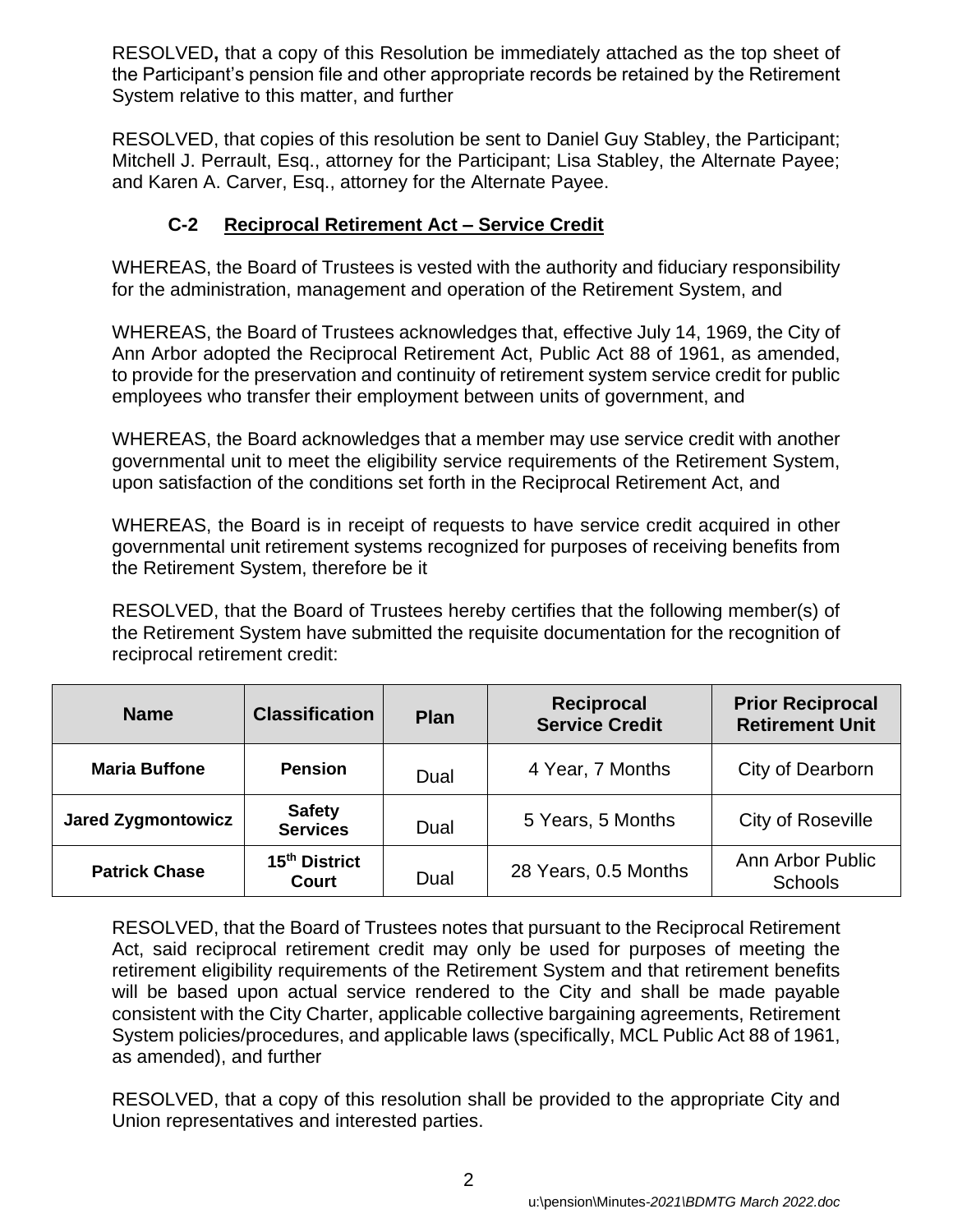RESOLVED**,** that a copy of this Resolution be immediately attached as the top sheet of the Participant's pension file and other appropriate records be retained by the Retirement System relative to this matter, and further

RESOLVED, that copies of this resolution be sent to Daniel Guy Stabley, the Participant; Mitchell J. Perrault, Esq., attorney for the Participant; Lisa Stabley, the Alternate Payee; and Karen A. Carver, Esq., attorney for the Alternate Payee.

### C-2 <u>Reciprocal Retirement Act – Service Credit</u>

WHEREAS, the Board of Trustees is vested with the authority and fiduciary responsibility for the administration, management and operation of the Retirement System, and

WHEREAS, the Board of Trustees acknowledges that, effective July 14, 1969, the City of Ann Arbor adopted the Reciprocal Retirement Act, Public Act 88 of 1961, as amended, to provide for the preservation and continuity of retirement system service credit for public employees who transfer their employment between units of government, and

WHEREAS, the Board acknowledges that a member may use service credit with another governmental unit to meet the eligibility service requirements of the Retirement System, upon satisfaction of the conditions set forth in the Reciprocal Retirement Act, and

WHEREAS, the Board is in receipt of requests to have service credit acquired in other governmental unit retirement systems recognized for purposes of receiving benefits from the Retirement System, therefore be it

RESOLVED, that the Board of Trustees hereby certifies that the following member(s) of the Retirement System have submitted the requisite documentation for the recognition of reciprocal retirement credit:

| Name | Classification | Plan | Reciprocal Service Credit | Prior Reciprocal Retirement Unit |
|---|---|---|---|---|
| **Maria Buffone** | **Pension** | Dual | 4 Year, 7 Months | City of Dearborn |
| **Jared Zygmontowicz** | **Safety Services** | Dual | 5 Years, 5 Months | City of Roseville |
| **Patrick Chase** | **15th District Court** | Dual | 28 Years, 0.5 Months | Ann Arbor Public Schools |

RESOLVED, that the Board of Trustees notes that pursuant to the Reciprocal Retirement Act, said reciprocal retirement credit may only be used for purposes of meeting the retirement eligibility requirements of the Retirement System and that retirement benefits will be based upon actual service rendered to the City and shall be made payable consistent with the City Charter, applicable collective bargaining agreements, Retirement System policies/procedures, and applicable laws (specifically, MCL Public Act 88 of 1961, as amended), and further

RESOLVED, that a copy of this resolution shall be provided to the appropriate City and Union representatives and interested parties.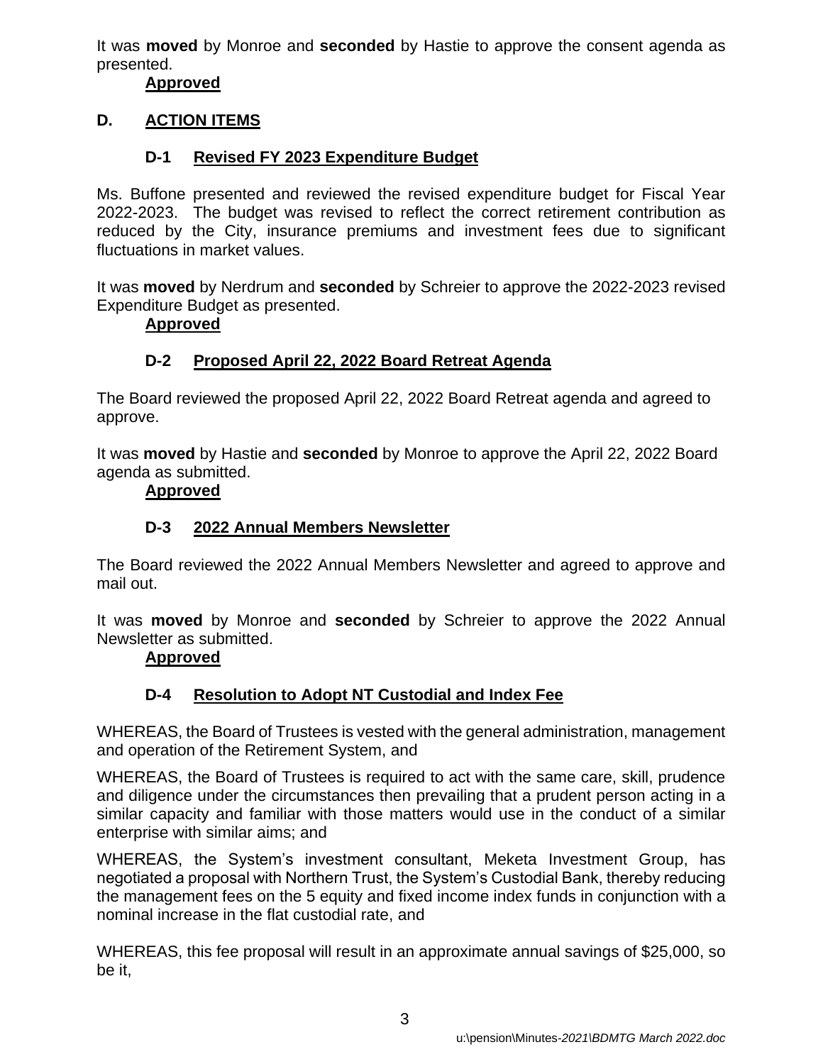It was **moved** by Monroe and **seconded** by Hastie to approve the consent agenda as presented.

**Approved**

## D. ACTION ITEMS

### D-1 Revised FY 2023 Expenditure Budget

Ms. Buffone presented and reviewed the revised expenditure budget for Fiscal Year 2022-2023. The budget was revised to reflect the correct retirement contribution as reduced by the City, insurance premiums and investment fees due to significant fluctuations in market values.

It was **moved** by Nerdrum and **seconded** by Schreier to approve the 2022-2023 revised Expenditure Budget as presented.

**Approved**

### D-2 Proposed April 22, 2022 Board Retreat Agenda

The Board reviewed the proposed April 22, 2022 Board Retreat agenda and agreed to approve.

It was **moved** by Hastie and **seconded** by Monroe to approve the April 22, 2022 Board agenda as submitted.

**Approved**

### D-3 2022 Annual Members Newsletter

The Board reviewed the 2022 Annual Members Newsletter and agreed to approve and mail out.

It was **moved** by Monroe and **seconded** by Schreier to approve the 2022 Annual Newsletter as submitted.

**Approved**

### D-4 Resolution to Adopt NT Custodial and Index Fee

WHEREAS, the Board of Trustees is vested with the general administration, management and operation of the Retirement System, and

WHEREAS, the Board of Trustees is required to act with the same care, skill, prudence and diligence under the circumstances then prevailing that a prudent person acting in a similar capacity and familiar with those matters would use in the conduct of a similar enterprise with similar aims; and

WHEREAS, the System's investment consultant, Meketa Investment Group, has negotiated a proposal with Northern Trust, the System's Custodial Bank, thereby reducing the management fees on the 5 equity and fixed income index funds in conjunction with a nominal increase in the flat custodial rate, and

WHEREAS, this fee proposal will result in an approximate annual savings of $25,000, so be it,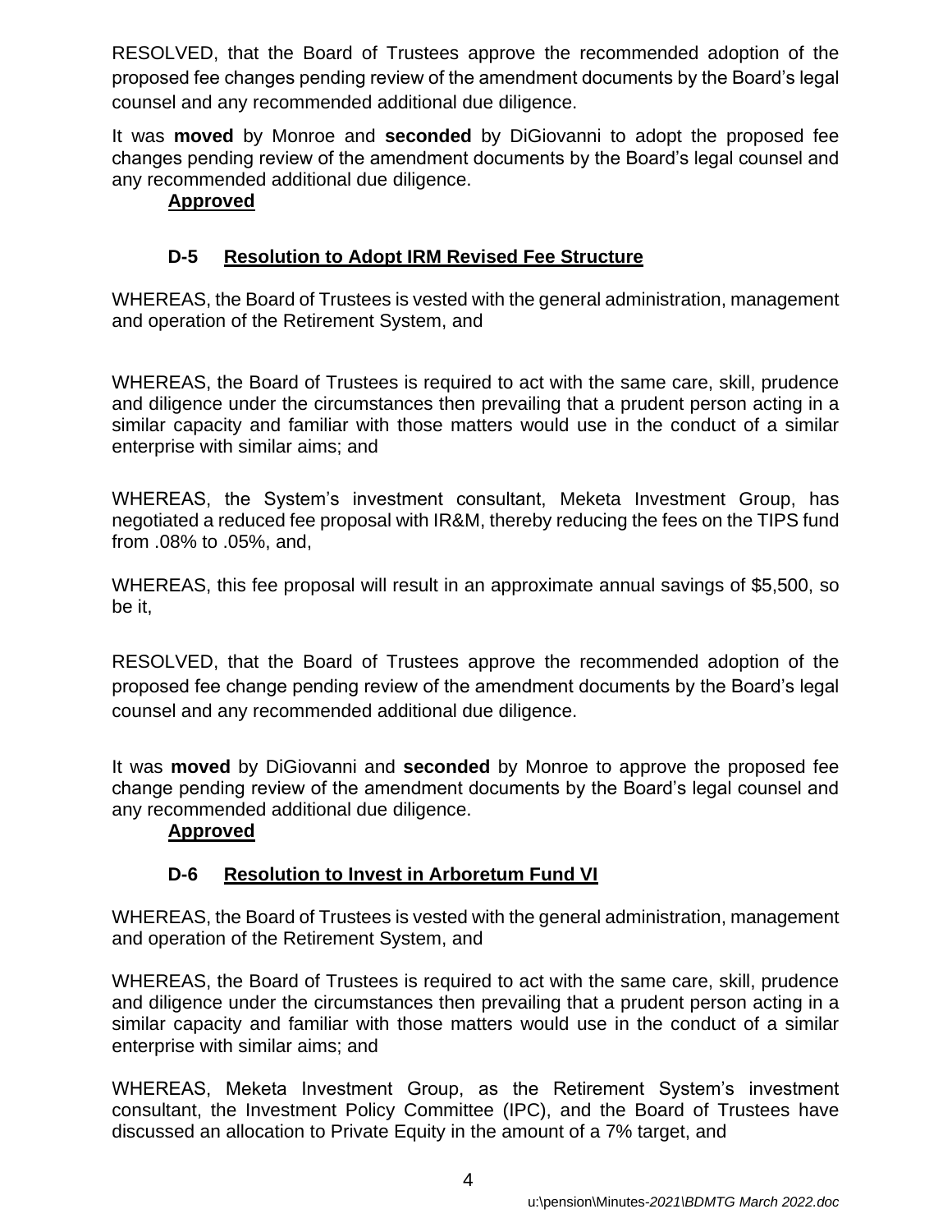RESOLVED, that the Board of Trustees approve the recommended adoption of the proposed fee changes pending review of the amendment documents by the Board's legal counsel and any recommended additional due diligence.

It was **moved** by Monroe and **seconded** by DiGiovanni to adopt the proposed fee changes pending review of the amendment documents by the Board's legal counsel and any recommended additional due diligence.

**Approved**

### D-5 Resolution to Adopt IRM Revised Fee Structure

WHEREAS, the Board of Trustees is vested with the general administration, management and operation of the Retirement System, and

WHEREAS, the Board of Trustees is required to act with the same care, skill, prudence and diligence under the circumstances then prevailing that a prudent person acting in a similar capacity and familiar with those matters would use in the conduct of a similar enterprise with similar aims; and

WHEREAS, the System's investment consultant, Meketa Investment Group, has negotiated a reduced fee proposal with IR&M, thereby reducing the fees on the TIPS fund from .08% to .05%, and,

WHEREAS, this fee proposal will result in an approximate annual savings of $5,500, so be it,

RESOLVED, that the Board of Trustees approve the recommended adoption of the proposed fee change pending review of the amendment documents by the Board's legal counsel and any recommended additional due diligence.

It was **moved** by DiGiovanni and **seconded** by Monroe to approve the proposed fee change pending review of the amendment documents by the Board's legal counsel and any recommended additional due diligence.

**Approved**

### D-6 Resolution to Invest in Arboretum Fund VI

WHEREAS, the Board of Trustees is vested with the general administration, management and operation of the Retirement System, and

WHEREAS, the Board of Trustees is required to act with the same care, skill, prudence and diligence under the circumstances then prevailing that a prudent person acting in a similar capacity and familiar with those matters would use in the conduct of a similar enterprise with similar aims; and

WHEREAS, Meketa Investment Group, as the Retirement System's investment consultant, the Investment Policy Committee (IPC), and the Board of Trustees have discussed an allocation to Private Equity in the amount of a 7% target, and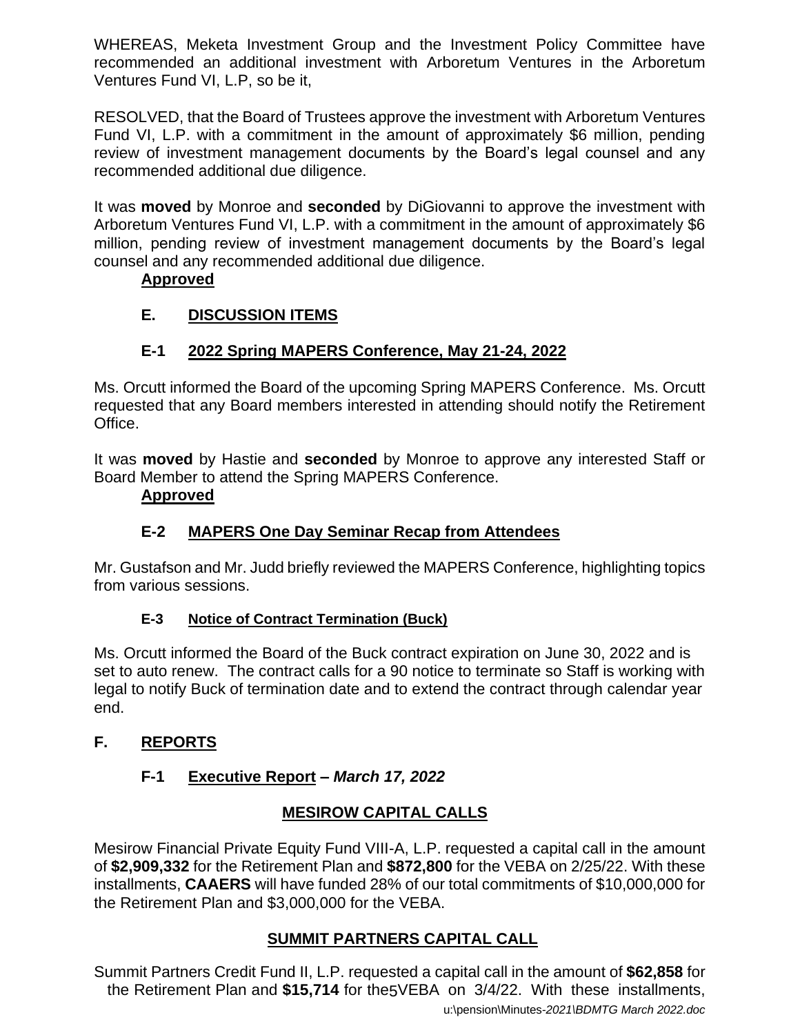WHEREAS, Meketa Investment Group and the Investment Policy Committee have recommended an additional investment with Arboretum Ventures in the Arboretum Ventures Fund VI, L.P, so be it,

RESOLVED, that the Board of Trustees approve the investment with Arboretum Ventures Fund VI, L.P. with a commitment in the amount of approximately $6 million, pending review of investment management documents by the Board's legal counsel and any recommended additional due diligence.

It was **moved** by Monroe and **seconded** by DiGiovanni to approve the investment with Arboretum Ventures Fund VI, L.P. with a commitment in the amount of approximately $6 million, pending review of investment management documents by the Board's legal counsel and any recommended additional due diligence.

**Approved**

## E. DISCUSSION ITEMS

### E-1 2022 Spring MAPERS Conference, May 21-24, 2022

Ms. Orcutt informed the Board of the upcoming Spring MAPERS Conference. Ms. Orcutt requested that any Board members interested in attending should notify the Retirement Office.

It was **moved** by Hastie and **seconded** by Monroe to approve any interested Staff or Board Member to attend the Spring MAPERS Conference.

**Approved**

### E-2 MAPERS One Day Seminar Recap from Attendees

Mr. Gustafson and Mr. Judd briefly reviewed the MAPERS Conference, highlighting topics from various sessions.

### E-3 Notice of Contract Termination (Buck)

Ms. Orcutt informed the Board of the Buck contract expiration on June 30, 2022 and is set to auto renew. The contract calls for a 90 notice to terminate so Staff is working with legal to notify Buck of termination date and to extend the contract through calendar year end.

## F. REPORTS

### F-1 Executive Report – *March 17, 2022*

**MESIROW CAPITAL CALLS**

Mesirow Financial Private Equity Fund VIII-A, L.P. requested a capital call in the amount of **$2,909,332** for the Retirement Plan and **$872,800** for the VEBA on 2/25/22. With these installments, **CAAERS** will have funded 28% of our total commitments of $10,000,000 for the Retirement Plan and $3,000,000 for the VEBA.

**SUMMIT PARTNERS CAPITAL CALL**

Summit Partners Credit Fund II, L.P. requested a capital call in the amount of **$62,858** for the Retirement Plan and **$15,714** for the VEBA on 3/4/22. With these installments,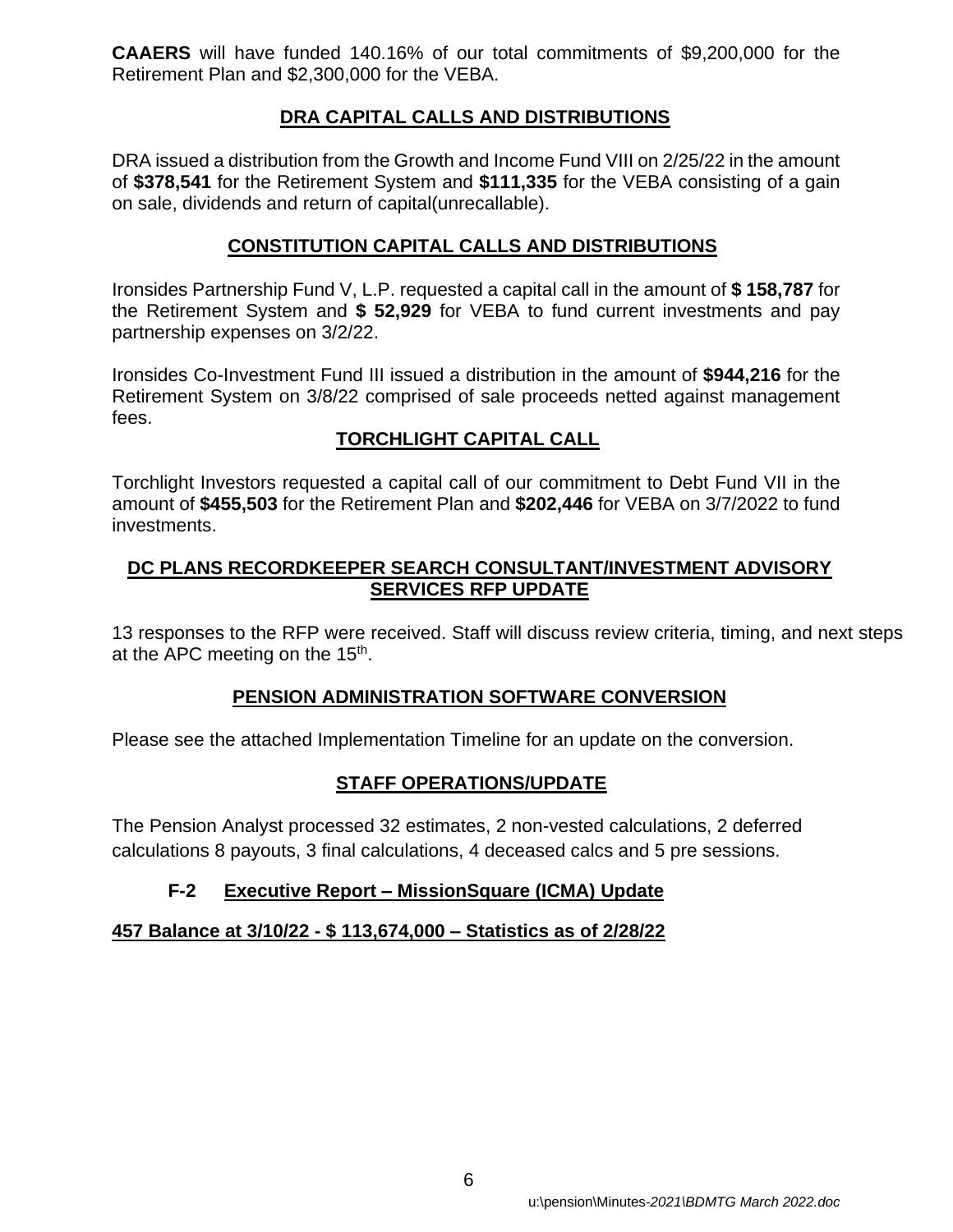**CAAERS** will have funded 140.16% of our total commitments of $9,200,000 for the Retirement Plan and $2,300,000 for the VEBA.

## DRA CAPITAL CALLS AND DISTRIBUTIONS

DRA issued a distribution from the Growth and Income Fund VIII on 2/25/22 in the amount of **$378,541** for the Retirement System and **$111,335** for the VEBA consisting of a gain on sale, dividends and return of capital(unrecallable).

## CONSTITUTION CAPITAL CALLS AND DISTRIBUTIONS

Ironsides Partnership Fund V, L.P. requested a capital call in the amount of **$ 158,787** for the Retirement System and **$ 52,929** for VEBA to fund current investments and pay partnership expenses on 3/2/22.

Ironsides Co-Investment Fund III issued a distribution in the amount of **$944,216** for the Retirement System on 3/8/22 comprised of sale proceeds netted against management fees.

## TORCHLIGHT CAPITAL CALL

Torchlight Investors requested a capital call of our commitment to Debt Fund VII in the amount of **$455,503** for the Retirement Plan and **$202,446** for VEBA on 3/7/2022 to fund investments.

## DC PLANS RECORDKEEPER SEARCH CONSULTANT/INVESTMENT ADVISORY SERVICES RFP UPDATE

13 responses to the RFP were received. Staff will discuss review criteria, timing, and next steps at the APC meeting on the 15th.

## PENSION ADMINISTRATION SOFTWARE CONVERSION

Please see the attached Implementation Timeline for an update on the conversion.

## STAFF OPERATIONS/UPDATE

The Pension Analyst processed 32 estimates, 2 non-vested calculations, 2 deferred calculations 8 payouts, 3 final calculations, 4 deceased calcs and 5 pre sessions.

## F-2 Executive Report – MissionSquare (ICMA) Update

**457 Balance at 3/10/22 - $ 113,674,000 – Statistics as of 2/28/22**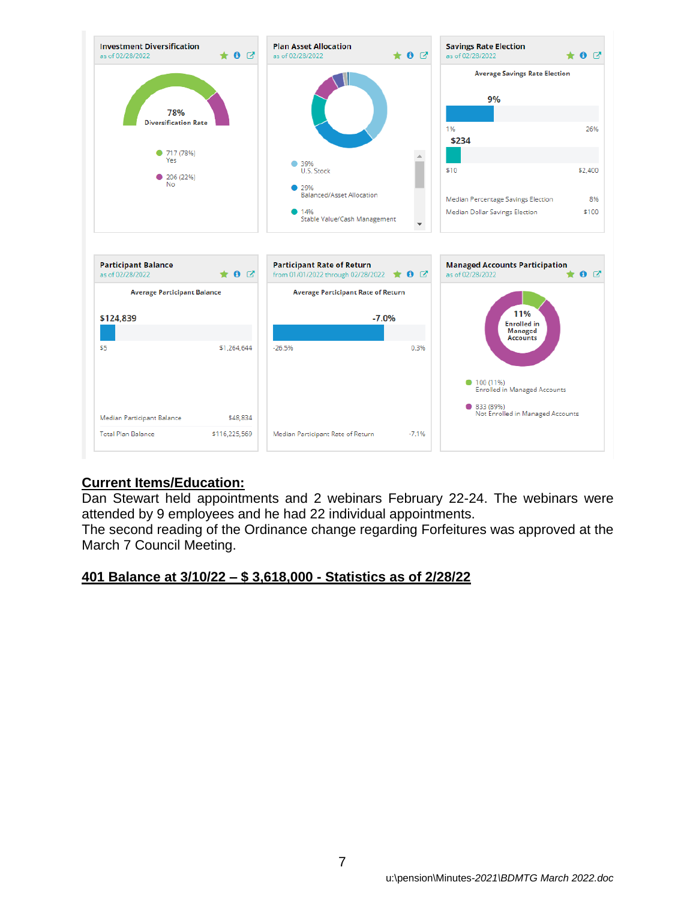**Investment Diversification**
as of 02/28/2022

78%
Diversification Rate

- 717 (78%) Yes
- 206 (22%) No

**Plan Asset Allocation**
as of 02/28/2022

- 39% U.S. Stock
- 29% Balanced/Asset Allocation
- 14% Stable Value/Cash Management

**Savings Rate Election**
as of 02/28/2022

Average Savings Rate Election

9%

1% — 26%

$234

$10 — $2,400

| | |
|---|---|
| Median Percentage Savings Election | 8% |
| Median Dollar Savings Election | $100 |

**Participant Balance**
as of 02/28/2022

Average Participant Balance

$124,839

$5 — $1,264,644

| | |
|---|---|
| Median Participant Balance | $48,834 |
| Total Plan Balance | $116,225,569 |

**Participant Rate of Return**
from 01/01/2022 through 02/28/2022

Average Participant Rate of Return

-7.0%

-26.5% — 0.3%

| | |
|---|---|
| Median Participant Rate of Return | -7.1% |

**Managed Accounts Participation**
as of 02/28/2022

11%
Enrolled in Managed Accounts

- 100 (11%) Enrolled in Managed Accounts
- 833 (89%) Not Enrolled in Managed Accounts

## Current Items/Education:

Dan Stewart held appointments and 2 webinars February 22-24. The webinars were attended by 9 employees and he had 22 individual appointments.

The second reading of the Ordinance change regarding Forfeitures was approved at the March 7 Council Meeting.

## 401 Balance at 3/10/22 – $ 3,618,000 - Statistics as of 2/28/22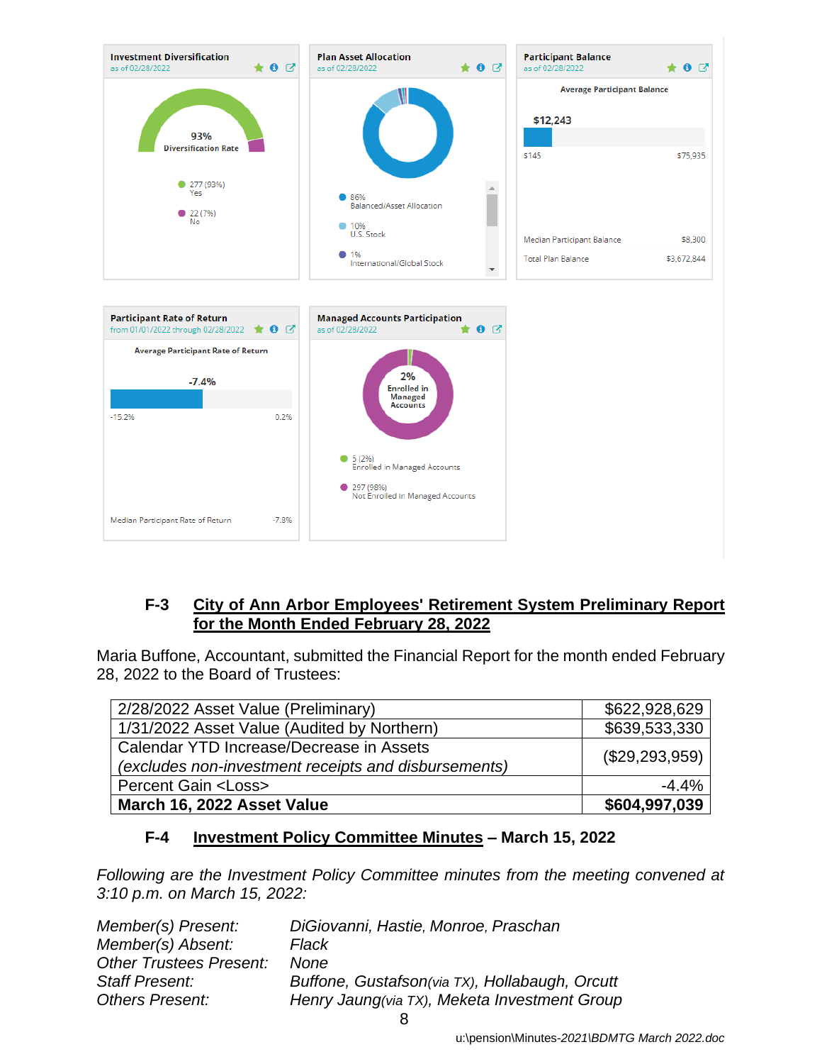**Investment Diversification**
as of 02/28/2022

93%
Diversification Rate

277 (93%)
Yes

22 (7%)
No

**Plan Asset Allocation**
as of 02/28/2022

86%
Balanced/Asset Allocation

10%
U.S. Stock

1%
International/Global Stock

**Participant Balance**
as of 02/28/2022

Average Participant Balance

$12,243

$145 $75,935

Median Participant Balance $8,300

Total Plan Balance $3,672,844

**Participant Rate of Return**
from 01/01/2022 through 02/28/2022

Average Participant Rate of Return

-7.4%

-15.2% 0.2%

Median Participant Rate of Return -7.8%

**Managed Accounts Participation**
as of 02/28/2022

2%
Enrolled in Managed Accounts

5 (2%)
Enrolled in Managed Accounts

297 (98%)
Not Enrolled in Managed Accounts

## F-3 City of Ann Arbor Employees' Retirement System Preliminary Report for the Month Ended February 28, 2022

Maria Buffone, Accountant, submitted the Financial Report for the month ended February 28, 2022 to the Board of Trustees:

| | |
|---|---|
| 2/28/2022 Asset Value (Preliminary) | $622,928,629 |
| 1/31/2022 Asset Value (Audited by Northern) | $639,533,330 |
| Calendar YTD Increase/Decrease in Assets *(excludes non-investment receipts and disbursements)* | ($29,293,959) |
| Percent Gain <Loss> | -4.4% |
| **March 16, 2022 Asset Value** | **$604,997,039** |

## F-4 Investment Policy Committee Minutes – March 15, 2022

*Following are the Investment Policy Committee minutes from the meeting convened at 3:10 p.m. on March 15, 2022:*

*Member(s) Present:* *DiGiovanni, Hastie, Monroe, Praschan*
*Member(s) Absent:* *Flack*
*Other Trustees Present:* *None*
*Staff Present:* *Buffone, Gustafson(via TX), Hollabaugh, Orcutt*
*Others Present:* *Henry Jaung(via TX), Meketa Investment Group*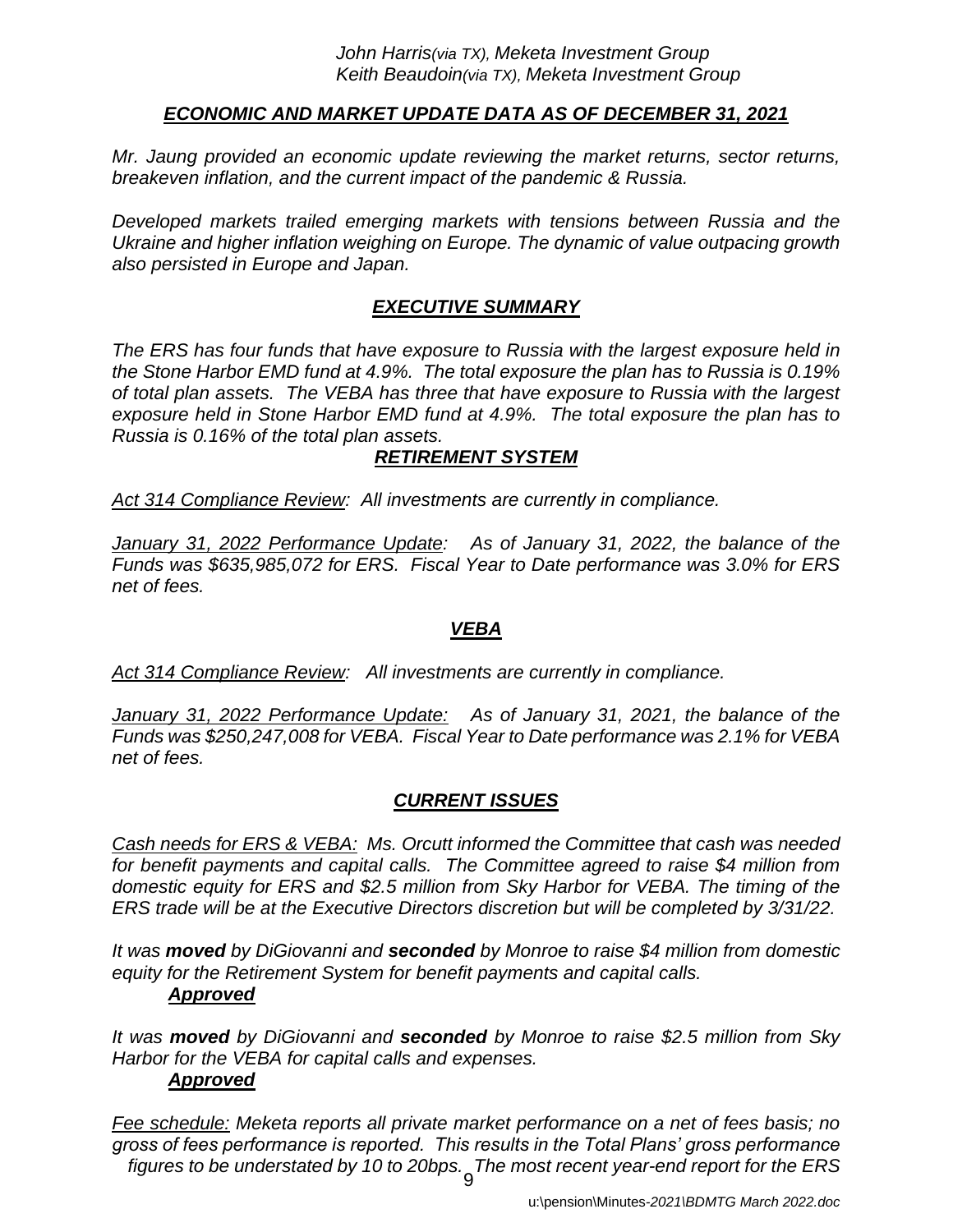*John Harris(via TX), Meketa Investment Group*
*Keith Beaudoin(via TX), Meketa Investment Group*

## ***ECONOMIC AND MARKET UPDATE DATA AS OF DECEMBER 31, 2021***

*Mr. Jaung provided an economic update reviewing the market returns, sector returns, breakeven inflation, and the current impact of the pandemic & Russia.*

*Developed markets trailed emerging markets with tensions between Russia and the Ukraine and higher inflation weighing on Europe. The dynamic of value outpacing growth also persisted in Europe and Japan.*

## ***EXECUTIVE SUMMARY***

*The ERS has four funds that have exposure to Russia with the largest exposure held in the Stone Harbor EMD fund at 4.9%. The total exposure the plan has to Russia is 0.19% of total plan assets. The VEBA has three that have exposure to Russia with the largest exposure held in Stone Harbor EMD fund at 4.9%. The total exposure the plan has to Russia is 0.16% of the total plan assets.*

## ***RETIREMENT SYSTEM***

*Act 314 Compliance Review: All investments are currently in compliance.*

*January 31, 2022 Performance Update: As of January 31, 2022, the balance of the Funds was $635,985,072 for ERS. Fiscal Year to Date performance was 3.0% for ERS net of fees.*

## ***VEBA***

*Act 314 Compliance Review: All investments are currently in compliance.*

*January 31, 2022 Performance Update: As of January 31, 2021, the balance of the Funds was $250,247,008 for VEBA. Fiscal Year to Date performance was 2.1% for VEBA net of fees.*

## ***CURRENT ISSUES***

*Cash needs for ERS & VEBA: Ms. Orcutt informed the Committee that cash was needed for benefit payments and capital calls. The Committee agreed to raise $4 million from domestic equity for ERS and $2.5 million from Sky Harbor for VEBA. The timing of the ERS trade will be at the Executive Directors discretion but will be completed by 3/31/22.*

*It was **moved** by DiGiovanni and **seconded** by Monroe to raise $4 million from domestic equity for the Retirement System for benefit payments and capital calls.*

***Approved***

*It was **moved** by DiGiovanni and **seconded** by Monroe to raise $2.5 million from Sky Harbor for the VEBA for capital calls and expenses.*

***Approved***

*Fee schedule: Meketa reports all private market performance on a net of fees basis; no gross of fees performance is reported. This results in the Total Plans' gross performance figures to be understated by 10 to 20bps. The most recent year-end report for the ERS*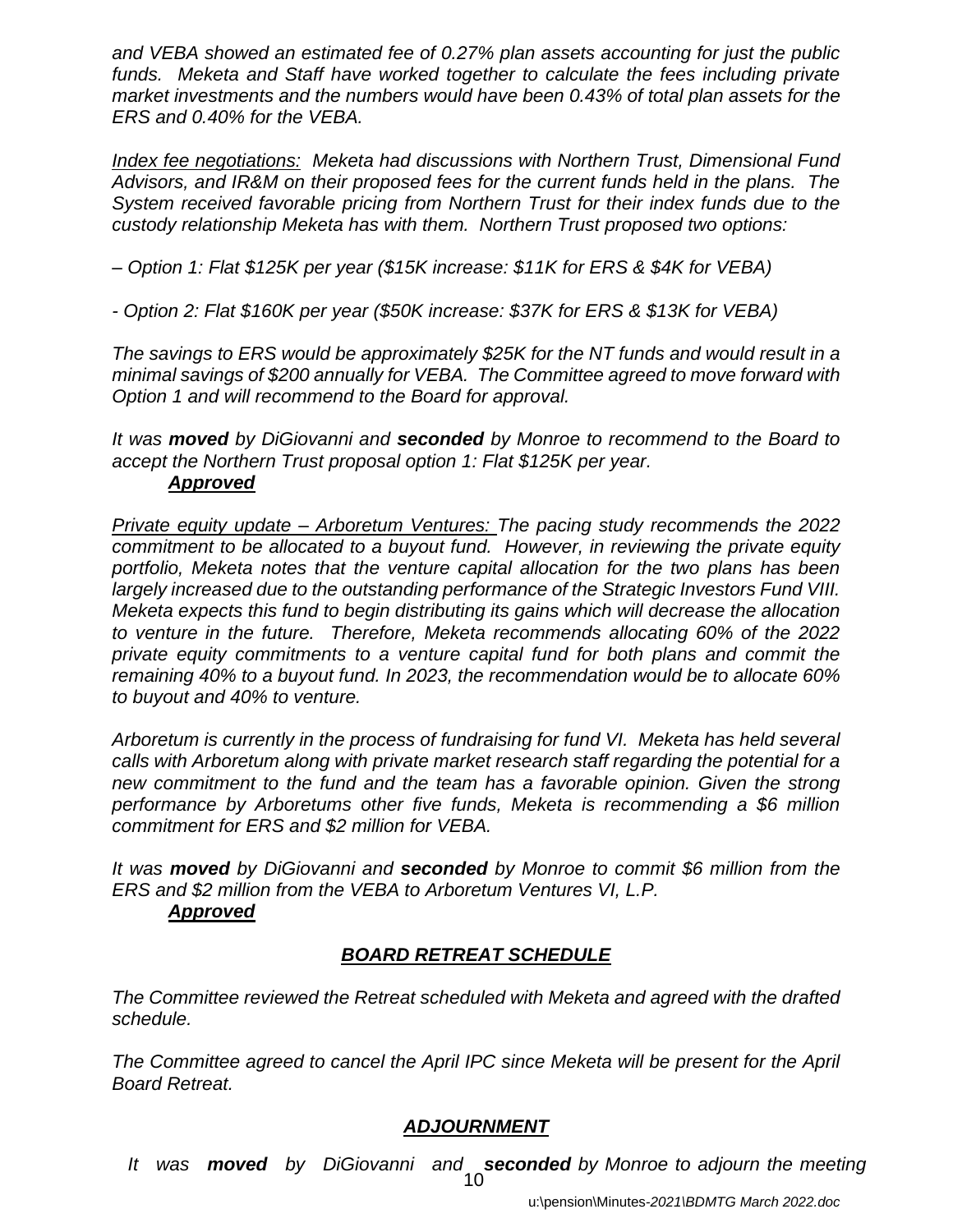*and VEBA showed an estimated fee of 0.27% plan assets accounting for just the public funds. Meketa and Staff have worked together to calculate the fees including private market investments and the numbers would have been 0.43% of total plan assets for the ERS and 0.40% for the VEBA.*

*Index fee negotiations: Meketa had discussions with Northern Trust, Dimensional Fund Advisors, and IR&M on their proposed fees for the current funds held in the plans. The System received favorable pricing from Northern Trust for their index funds due to the custody relationship Meketa has with them. Northern Trust proposed two options:*

*– Option 1: Flat $125K per year ($15K increase: $11K for ERS & $4K for VEBA)*

*- Option 2: Flat $160K per year ($50K increase: $37K for ERS & $13K for VEBA)*

*The savings to ERS would be approximately $25K for the NT funds and would result in a minimal savings of $200 annually for VEBA. The Committee agreed to move forward with Option 1 and will recommend to the Board for approval.*

*It was **moved** by DiGiovanni and **seconded** by Monroe to recommend to the Board to accept the Northern Trust proposal option 1: Flat $125K per year.*
***Approved***

*Private equity update – Arboretum Ventures: The pacing study recommends the 2022 commitment to be allocated to a buyout fund. However, in reviewing the private equity portfolio, Meketa notes that the venture capital allocation for the two plans has been largely increased due to the outstanding performance of the Strategic Investors Fund VIII. Meketa expects this fund to begin distributing its gains which will decrease the allocation to venture in the future. Therefore, Meketa recommends allocating 60% of the 2022 private equity commitments to a venture capital fund for both plans and commit the remaining 40% to a buyout fund. In 2023, the recommendation would be to allocate 60% to buyout and 40% to venture.*

*Arboretum is currently in the process of fundraising for fund VI. Meketa has held several calls with Arboretum along with private market research staff regarding the potential for a new commitment to the fund and the team has a favorable opinion. Given the strong performance by Arboretums other five funds, Meketa is recommending a $6 million commitment for ERS and $2 million for VEBA.*

*It was **moved** by DiGiovanni and **seconded** by Monroe to commit $6 million from the ERS and $2 million from the VEBA to Arboretum Ventures VI, L.P.*
***Approved***

## *BOARD RETREAT SCHEDULE*

*The Committee reviewed the Retreat scheduled with Meketa and agreed with the drafted schedule.*

*The Committee agreed to cancel the April IPC since Meketa will be present for the April Board Retreat.*

## *ADJOURNMENT*

*It was **moved** by DiGiovanni and **seconded** by Monroe to adjourn the meeting*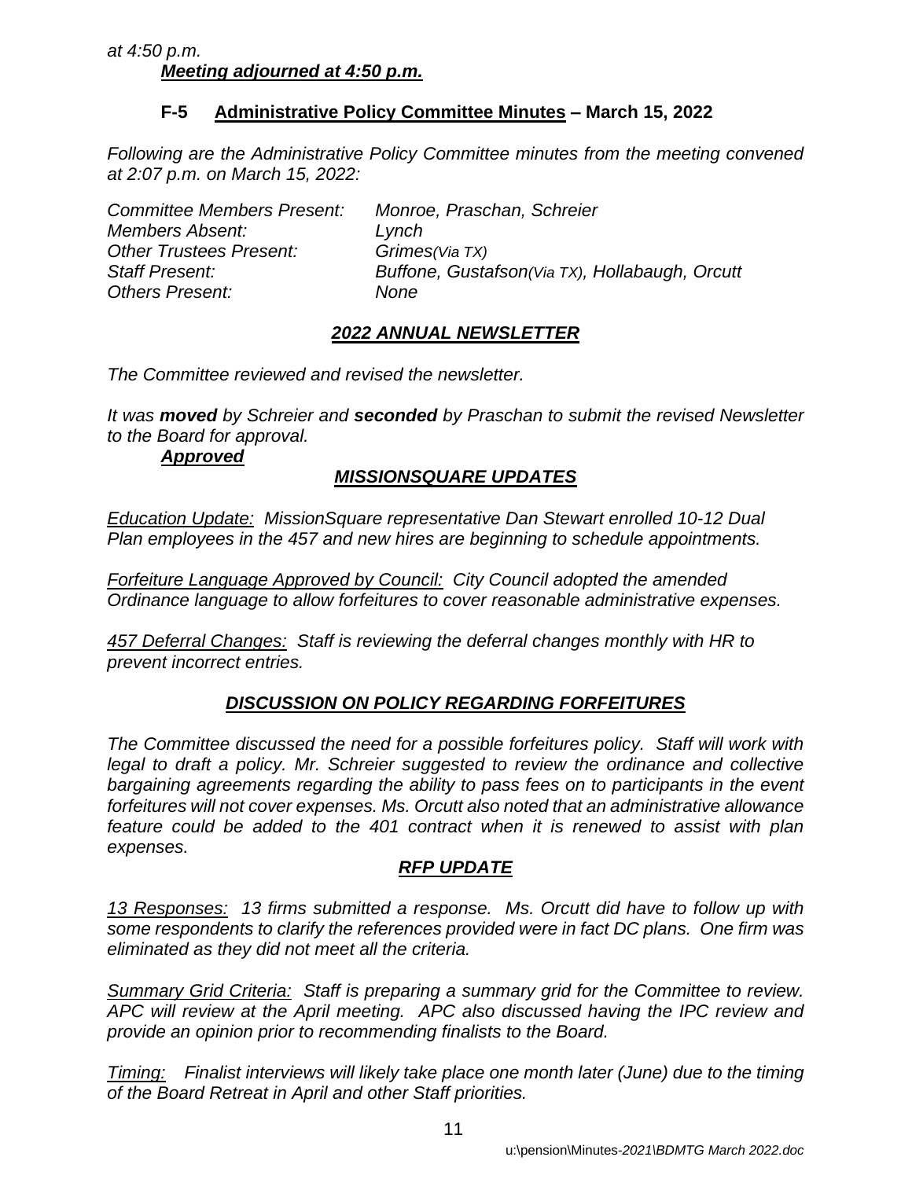*at 4:50 p.m.*

***Meeting adjourned at 4:50 p.m.***

## F-5 Administrative Policy Committee Minutes – March 15, 2022

*Following are the Administrative Policy Committee minutes from the meeting convened at 2:07 p.m. on March 15, 2022:*

| | |
|---|---|
| *Committee Members Present:* | *Monroe, Praschan, Schreier* |
| *Members Absent:* | *Lynch* |
| *Other Trustees Present:* | *Grimes(Via TX)* |
| *Staff Present:* | *Buffone, Gustafson(Via TX), Hollabaugh, Orcutt* |
| *Others Present:* | *None* |

### *2022 ANNUAL NEWSLETTER*

*The Committee reviewed and revised the newsletter.*

*It was **moved** by Schreier and **seconded** by Praschan to submit the revised Newsletter to the Board for approval.*

***Approved***

### *MISSIONSQUARE UPDATES*

*Education Update: MissionSquare representative Dan Stewart enrolled 10-12 Dual Plan employees in the 457 and new hires are beginning to schedule appointments.*

*Forfeiture Language Approved by Council: City Council adopted the amended Ordinance language to allow forfeitures to cover reasonable administrative expenses.*

*457 Deferral Changes: Staff is reviewing the deferral changes monthly with HR to prevent incorrect entries.*

### *DISCUSSION ON POLICY REGARDING FORFEITURES*

*The Committee discussed the need for a possible forfeitures policy. Staff will work with legal to draft a policy. Mr. Schreier suggested to review the ordinance and collective bargaining agreements regarding the ability to pass fees on to participants in the event forfeitures will not cover expenses. Ms. Orcutt also noted that an administrative allowance feature could be added to the 401 contract when it is renewed to assist with plan expenses.*

### *RFP UPDATE*

*13 Responses: 13 firms submitted a response. Ms. Orcutt did have to follow up with some respondents to clarify the references provided were in fact DC plans. One firm was eliminated as they did not meet all the criteria.*

*Summary Grid Criteria: Staff is preparing a summary grid for the Committee to review. APC will review at the April meeting. APC also discussed having the IPC review and provide an opinion prior to recommending finalists to the Board.*

*Timing: Finalist interviews will likely take place one month later (June) due to the timing of the Board Retreat in April and other Staff priorities.*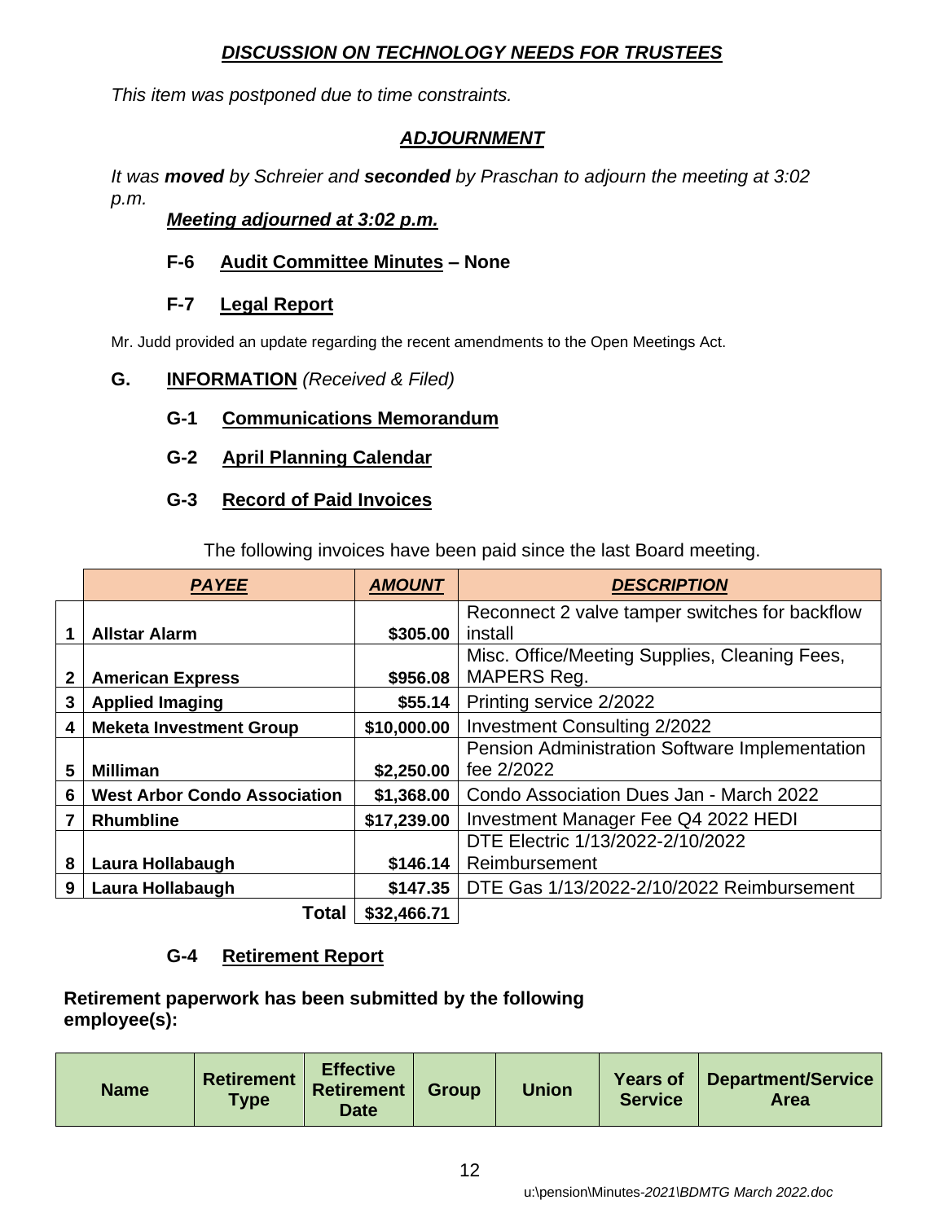### *DISCUSSION ON TECHNOLOGY NEEDS FOR TRUSTEES*

*This item was postponed due to time constraints.*

### *ADJOURNMENT*

*It was **moved** by Schreier and **seconded** by Praschan to adjourn the meeting at 3:02 p.m.*

***Meeting adjourned at 3:02 p.m.***

**F-6 Audit Committee Minutes – None**

**F-7 Legal Report**

Mr. Judd provided an update regarding the recent amendments to the Open Meetings Act.

## G. INFORMATION *(Received & Filed)*

**G-1 Communications Memorandum**

**G-2 April Planning Calendar**

**G-3 Record of Paid Invoices**

The following invoices have been paid since the last Board meeting.

| | *PAYEE* | *AMOUNT* | *DESCRIPTION* |
|---|---|---|---|
| 1 | **Allstar Alarm** | **$305.00** | Reconnect 2 valve tamper switches for backflow install |
| 2 | **American Express** | **$956.08** | Misc. Office/Meeting Supplies, Cleaning Fees, MAPERS Reg. |
| 3 | **Applied Imaging** | **$55.14** | Printing service 2/2022 |
| 4 | **Meketa Investment Group** | **$10,000.00** | Investment Consulting 2/2022 |
| 5 | **Milliman** | **$2,250.00** | Pension Administration Software Implementation fee 2/2022 |
| 6 | **West Arbor Condo Association** | **$1,368.00** | Condo Association Dues Jan - March 2022 |
| 7 | **Rhumbline** | **$17,239.00** | Investment Manager Fee Q4 2022 HEDI |
| 8 | **Laura Hollabaugh** | **$146.14** | DTE Electric 1/13/2022-2/10/2022 Reimbursement |
| 9 | **Laura Hollabaugh** | **$147.35** | DTE Gas 1/13/2022-2/10/2022 Reimbursement |
| | **Total** | **$32,466.71** | |

**G-4 Retirement Report**

**Retirement paperwork has been submitted by the following employee(s):**

| Name | Retirement Type | Effective Retirement Date | Group | Union | Years of Service | Department/Service Area |
|---|---|---|---|---|---|---|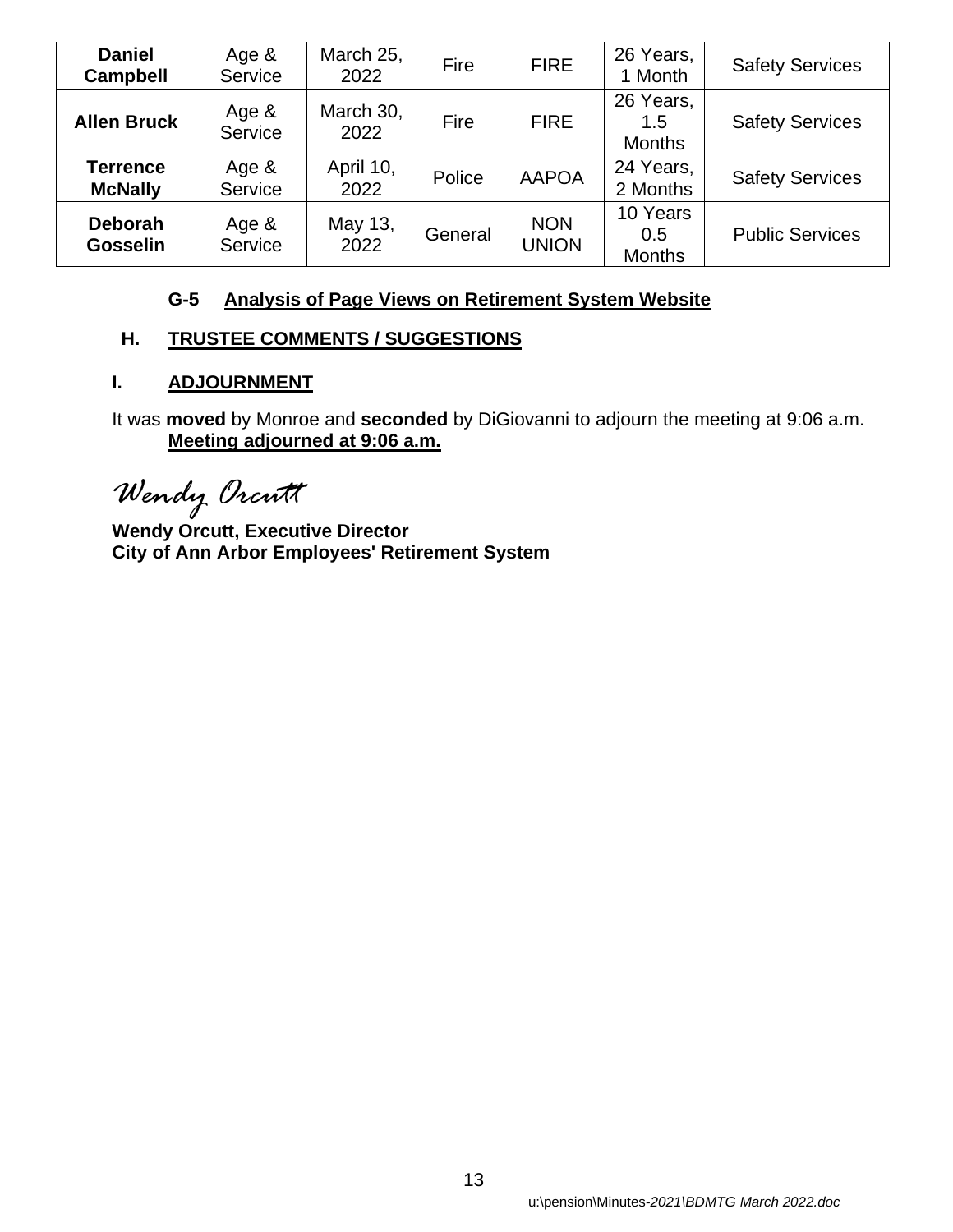| | | | | | | |
|---|---|---|---|---|---|---|
| **Daniel Campbell** | Age & Service | March 25, 2022 | Fire | FIRE | 26 Years, 1 Month | Safety Services |
| **Allen Bruck** | Age & Service | March 30, 2022 | Fire | FIRE | 26 Years, 1.5 Months | Safety Services |
| **Terrence McNally** | Age & Service | April 10, 2022 | Police | AAPOA | 24 Years, 2 Months | Safety Services |
| **Deborah Gosselin** | Age & Service | May 13, 2022 | General | NON UNION | 10 Years 0.5 Months | Public Services |

**G-5 <u>Analysis of Page Views on Retirement System Website</u>**

## H. <u>TRUSTEE COMMENTS / SUGGESTIONS</u>

## I. <u>ADJOURNMENT</u>

It was **moved** by Monroe and **seconded** by DiGiovanni to adjourn the meeting at 9:06 a.m.
**<u>Meeting adjourned at 9:06 a.m.</u>**

*Wendy Orcutt*

**Wendy Orcutt, Executive Director**
**City of Ann Arbor Employees' Retirement System**

u:\pension\Minutes-*2021\BDMTG March 2022.doc*